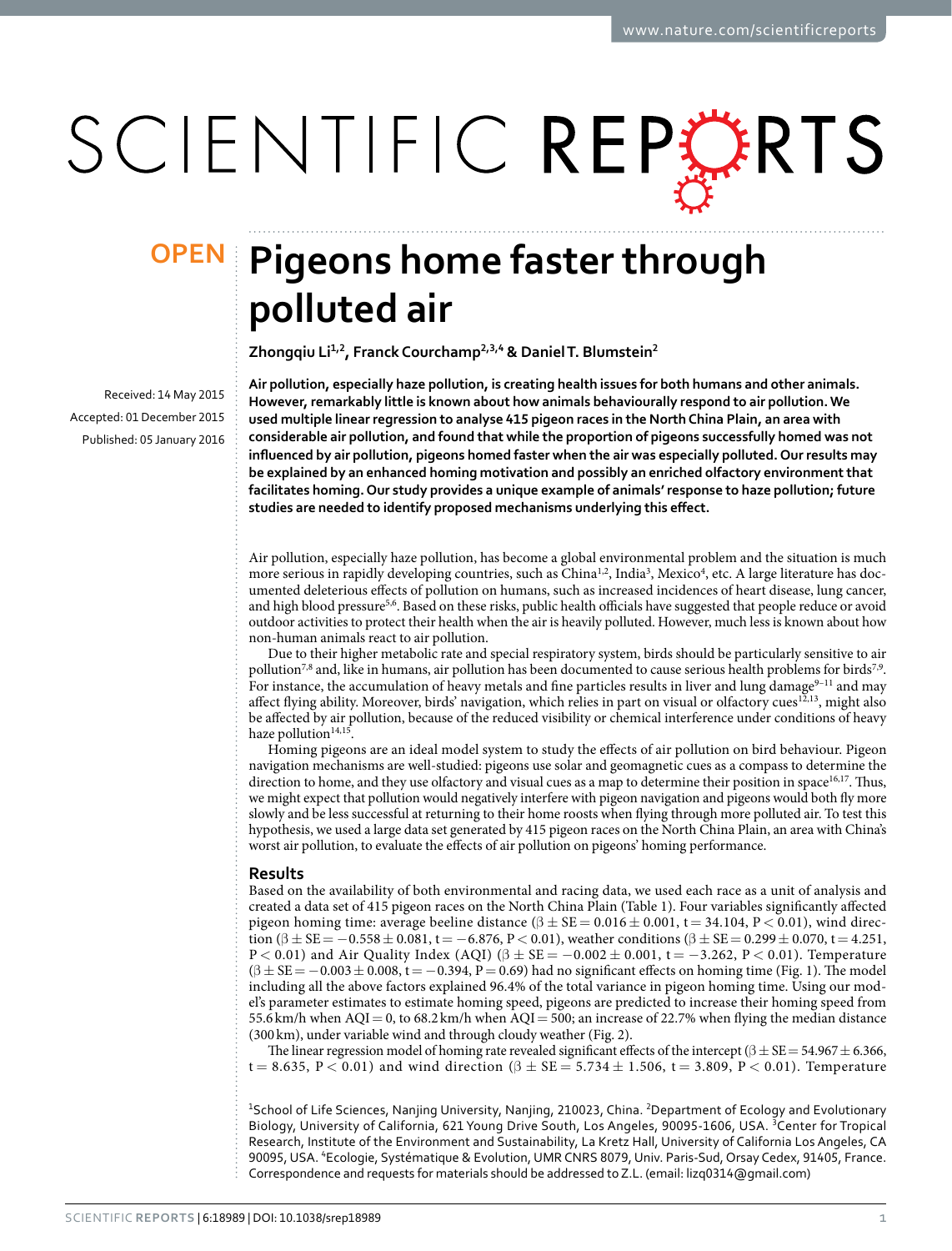# Pigeons home faster through polluted air

**Zhongqiu Li[1,2], Franck Courchamp[2,3,4] & Daniel T. Blumstein[2]**

**OPEN**

Received: 14 May 2015
Accepted: 01 December 2015
Published: 05 January 2016

**Air pollution, especially haze pollution, is creating health issues for both humans and other animals. However, remarkably little is known about how animals behaviourally respond to air pollution. We used multiple linear regression to analyse 415 pigeon races in the North China Plain, an area with considerable air pollution, and found that while the proportion of pigeons successfully homed was not influenced by air pollution, pigeons homed faster when the air was especially polluted. Our results may be explained by an enhanced homing motivation and possibly an enriched olfactory environment that facilitates homing. Our study provides a unique example of animals' response to haze pollution; future studies are needed to identify proposed mechanisms underlying this effect.**

Air pollution, especially haze pollution, has become a global environmental problem and the situation is much more serious in rapidly developing countries, such as China[1,2], India[3], Mexico[4], etc. A large literature has documented deleterious effects of pollution on humans, such as increased incidences of heart disease, lung cancer, and high blood pressure[5,6]. Based on these risks, public health officials have suggested that people reduce or avoid outdoor activities to protect their health when the air is heavily polluted. However, much less is known about how non-human animals react to air pollution.

Due to their higher metabolic rate and special respiratory system, birds should be particularly sensitive to air pollution[7,8] and, like in humans, air pollution has been documented to cause serious health problems for birds[7,9]. For instance, the accumulation of heavy metals and fine particles results in liver and lung damage[9–11] and may affect flying ability. Moreover, birds' navigation, which relies in part on visual or olfactory cues[12,13], might also be affected by air pollution, because of the reduced visibility or chemical interference under conditions of heavy haze pollution[14,15].

Homing pigeons are an ideal model system to study the effects of air pollution on bird behaviour. Pigeon navigation mechanisms are well-studied: pigeons use solar and geomagnetic cues as a compass to determine the direction to home, and they use olfactory and visual cues as a map to determine their position in space[16,17]. Thus, we might expect that pollution would negatively interfere with pigeon navigation and pigeons would both fly more slowly and be less successful at returning to their home roosts when flying through more polluted air. To test this hypothesis, we used a large data set generated by 415 pigeon races on the North China Plain, an area with China's worst air pollution, to evaluate the effects of air pollution on pigeons' homing performance.

## Results

Based on the availability of both environmental and racing data, we used each race as a unit of analysis and created a data set of 415 pigeon races on the North China Plain (Table 1). Four variables significantly affected pigeon homing time: average beeline distance ($\beta \pm SE = 0.016 \pm 0.001$, $t = 34.104$, $P < 0.01$), wind direction ($\beta \pm SE = -0.558 \pm 0.081$, $t = -6.876$, $P < 0.01$), weather conditions ($\beta \pm SE = 0.299 \pm 0.070$, $t = 4.251$, $P < 0.01$) and Air Quality Index (AQI) ($\beta \pm SE = -0.002 \pm 0.001$, $t = -3.262$, $P < 0.01$). Temperature ($\beta \pm SE = -0.003 \pm 0.008$, $t = -0.394$, $P = 0.69$) had no significant effects on homing time (Fig. 1). The model including all the above factors explained 96.4% of the total variance in pigeon homing time. Using our model's parameter estimates to estimate homing speed, pigeons are predicted to increase their homing speed from 55.6 km/h when AQI = 0, to 68.2 km/h when AQI = 500; an increase of 22.7% when flying the median distance (300 km), under variable wind and through cloudy weather (Fig. 2).

The linear regression model of homing rate revealed significant effects of the intercept ($\beta \pm SE = 54.967 \pm 6.366$, $t = 8.635$, $P < 0.01$) and wind direction ($\beta \pm SE = 5.734 \pm 1.506$, $t = 3.809$, $P < 0.01$). Temperature

[1]School of Life Sciences, Nanjing University, Nanjing, 210023, China. [2]Department of Ecology and Evolutionary Biology, University of California, 621 Young Drive South, Los Angeles, 90095-1606, USA. [3]Center for Tropical Research, Institute of the Environment and Sustainability, La Kretz Hall, University of California Los Angeles, CA 90095, USA. [4]Ecologie, Systématique & Evolution, UMR CNRS 8079, Univ. Paris-Sud, Orsay Cedex, 91405, France. Correspondence and requests for materials should be addressed to Z.L. (email: lizq0314@gmail.com)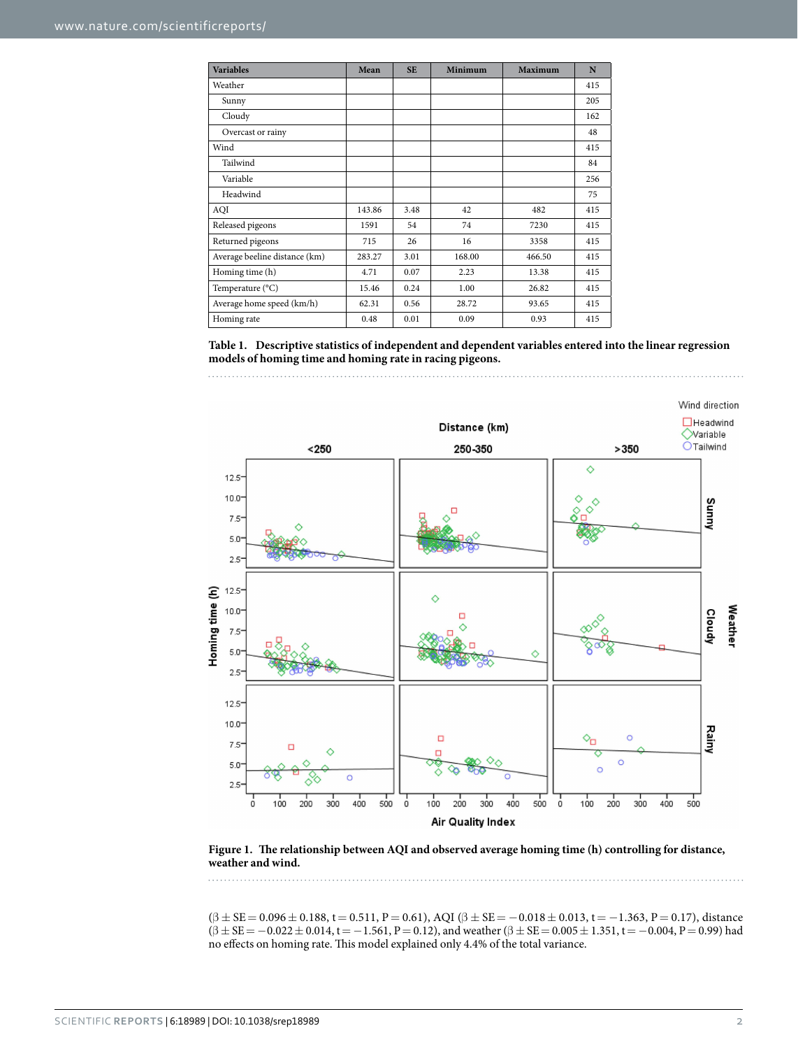| Variables | Mean | SE | Minimum | Maximum | N |
|---|---|---|---|---|---|
| Weather | | | | | 415 |
| Sunny | | | | | 205 |
| Cloudy | | | | | 162 |
| Overcast or rainy | | | | | 48 |
| Wind | | | | | 415 |
| Tailwind | | | | | 84 |
| Variable | | | | | 256 |
| Headwind | | | | | 75 |
| AQI | 143.86 | 3.48 | 42 | 482 | 415 |
| Released pigeons | 1591 | 54 | 74 | 7230 | 415 |
| Returned pigeons | 715 | 26 | 16 | 3358 | 415 |
| Average beeline distance (km) | 283.27 | 3.01 | 168.00 | 466.50 | 415 |
| Homing time (h) | 4.71 | 0.07 | 2.23 | 13.38 | 415 |
| Temperature (°C) | 15.46 | 0.24 | 1.00 | 26.82 | 415 |
| Average home speed (km/h) | 62.31 | 0.56 | 28.72 | 93.65 | 415 |
| Homing rate | 0.48 | 0.01 | 0.09 | 0.93 | 415 |

**Table 1. Descriptive statistics of independent and dependent variables entered into the linear regression models of homing time and homing rate in racing pigeons.**

**Figure 1. The relationship between AQI and observed average homing time (h) controlling for distance, weather and wind.**

($\beta \pm SE = 0.096 \pm 0.188$, $t = 0.511$, $P = 0.61$), AQI ($\beta \pm SE = -0.018 \pm 0.013$, $t = -1.363$, $P = 0.17$), distance ($\beta \pm SE = -0.022 \pm 0.014$, $t = -1.561$, $P = 0.12$), and weather ($\beta \pm SE = 0.005 \pm 1.351$, $t = -0.004$, $P = 0.99$) had no effects on homing rate. This model explained only 4.4% of the total variance.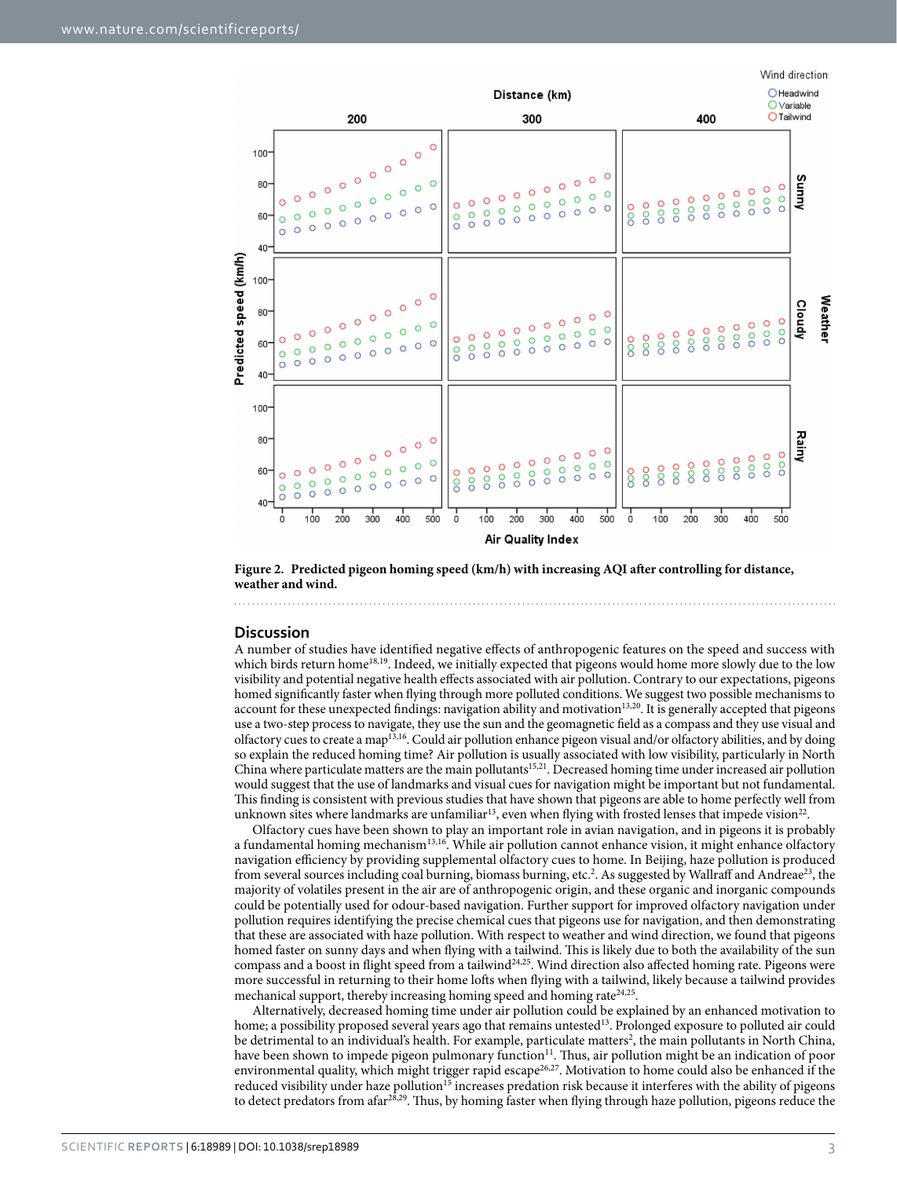**Figure 2. Predicted pigeon homing speed (km/h) with increasing AQI after controlling for distance, weather and wind.**

## Discussion

A number of studies have identified negative effects of anthropogenic features on the speed and success with which birds return home[18,19]. Indeed, we initially expected that pigeons would home more slowly due to the low visibility and potential negative health effects associated with air pollution. Contrary to our expectations, pigeons homed significantly faster when flying through more polluted conditions. We suggest two possible mechanisms to account for these unexpected findings: navigation ability and motivation[13,20]. It is generally accepted that pigeons use a two-step process to navigate, they use the sun and the geomagnetic field as a compass and they use visual and olfactory cues to create a map[13,16]. Could air pollution enhance pigeon visual and/or olfactory abilities, and by doing so explain the reduced homing time? Air pollution is usually associated with low visibility, particularly in North China where particulate matters are the main pollutants[15,21]. Decreased homing time under increased air pollution would suggest that the use of landmarks and visual cues for navigation might be important but not fundamental. This finding is consistent with previous studies that have shown that pigeons are able to home perfectly well from unknown sites where landmarks are unfamiliar[13], even when flying with frosted lenses that impede vision[22].

Olfactory cues have been shown to play an important role in avian navigation, and in pigeons it is probably a fundamental homing mechanism[13,16]. While air pollution cannot enhance vision, it might enhance olfactory navigation efficiency by providing supplemental olfactory cues to home. In Beijing, haze pollution is produced from several sources including coal burning, biomass burning, etc.[2]. As suggested by Wallraff and Andreae[23], the majority of volatiles present in the air are of anthropogenic origin, and these organic and inorganic compounds could be potentially used for odour-based navigation. Further support for improved olfactory navigation under pollution requires identifying the precise chemical cues that pigeons use for navigation, and then demonstrating that these are associated with haze pollution. With respect to weather and wind direction, we found that pigeons homed faster on sunny days and when flying with a tailwind. This is likely due to both the availability of the sun compass and a boost in flight speed from a tailwind[24,25]. Wind direction also affected homing rate. Pigeons were more successful in returning to their home lofts when flying with a tailwind, likely because a tailwind provides mechanical support, thereby increasing homing speed and homing rate[24,25].

Alternatively, decreased homing time under air pollution could be explained by an enhanced motivation to home; a possibility proposed several years ago that remains untested[13]. Prolonged exposure to polluted air could be detrimental to an individual's health. For example, particulate matters[2], the main pollutants in North China, have been shown to impede pigeon pulmonary function[11]. Thus, air pollution might be an indication of poor environmental quality, which might trigger rapid escape[26,27]. Motivation to home could also be enhanced if the reduced visibility under haze pollution[15] increases predation risk because it interferes with the ability of pigeons to detect predators from afar[28,29]. Thus, by homing faster when flying through haze pollution, pigeons reduce the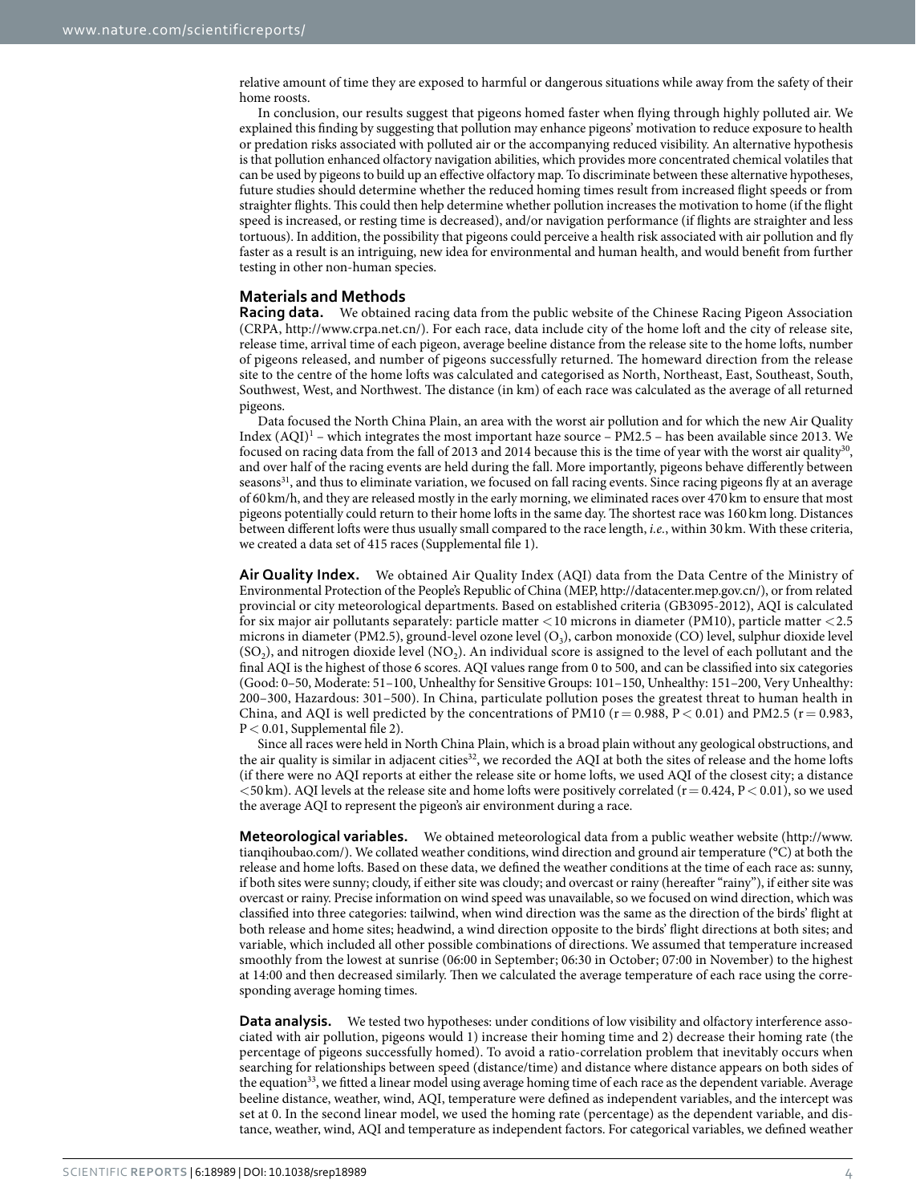relative amount of time they are exposed to harmful or dangerous situations while away from the safety of their home roosts.

In conclusion, our results suggest that pigeons homed faster when flying through highly polluted air. We explained this finding by suggesting that pollution may enhance pigeons' motivation to reduce exposure to health or predation risks associated with polluted air or the accompanying reduced visibility. An alternative hypothesis is that pollution enhanced olfactory navigation abilities, which provides more concentrated chemical volatiles that can be used by pigeons to build up an effective olfactory map. To discriminate between these alternative hypotheses, future studies should determine whether the reduced homing times result from increased flight speeds or from straighter flights. This could then help determine whether pollution increases the motivation to home (if the flight speed is increased, or resting time is decreased), and/or navigation performance (if flights are straighter and less tortuous). In addition, the possibility that pigeons could perceive a health risk associated with air pollution and fly faster as a result is an intriguing, new idea for environmental and human health, and would benefit from further testing in other non-human species.

## Materials and Methods

**Racing data.** We obtained racing data from the public website of the Chinese Racing Pigeon Association (CRPA, http://www.crpa.net.cn/). For each race, data include city of the home loft and the city of release site, release time, arrival time of each pigeon, average beeline distance from the release site to the home lofts, number of pigeons released, and number of pigeons successfully returned. The homeward direction from the release site to the centre of the home lofts was calculated and categorised as North, Northeast, East, Southeast, South, Southwest, West, and Northwest. The distance (in km) of each race was calculated as the average of all returned pigeons.

Data focused the North China Plain, an area with the worst air pollution and for which the new Air Quality Index (AQI)[1] – which integrates the most important haze source – PM2.5 – has been available since 2013. We focused on racing data from the fall of 2013 and 2014 because this is the time of year with the worst air quality[30], and over half of the racing events are held during the fall. More importantly, pigeons behave differently between seasons[31], and thus to eliminate variation, we focused on fall racing events. Since racing pigeons fly at an average of 60 km/h, and they are released mostly in the early morning, we eliminated races over 470 km to ensure that most pigeons potentially could return to their home lofts in the same day. The shortest race was 160 km long. Distances between different lofts were thus usually small compared to the race length, *i.e.*, within 30 km. With these criteria, we created a data set of 415 races (Supplemental file 1).

**Air Quality Index.** We obtained Air Quality Index (AQI) data from the Data Centre of the Ministry of Environmental Protection of the People's Republic of China (MEP, http://datacenter.mep.gov.cn/), or from related provincial or city meteorological departments. Based on established criteria (GB3095-2012), AQI is calculated for six major air pollutants separately: particle matter <10 microns in diameter (PM10), particle matter <2.5 microns in diameter (PM2.5), ground-level ozone level ($O_3$), carbon monoxide (CO) level, sulphur dioxide level ($SO_2$), and nitrogen dioxide level ($NO_2$). An individual score is assigned to the level of each pollutant and the final AQI is the highest of those 6 scores. AQI values range from 0 to 500, and can be classified into six categories (Good: 0–50, Moderate: 51–100, Unhealthy for Sensitive Groups: 101–150, Unhealthy: 151–200, Very Unhealthy: 200–300, Hazardous: 301–500). In China, particulate pollution poses the greatest threat to human health in China, and AQI is well predicted by the concentrations of PM10 ($r = 0.988$, $P < 0.01$) and PM2.5 ($r = 0.983$, $P < 0.01$, Supplemental file 2).

Since all races were held in North China Plain, which is a broad plain without any geological obstructions, and the air quality is similar in adjacent cities[32], we recorded the AQI at both the sites of release and the home lofts (if there were no AQI reports at either the release site or home lofts, we used AQI of the closest city; a distance <50 km). AQI levels at the release site and home lofts were positively correlated ($r = 0.424$, $P < 0.01$), so we used the average AQI to represent the pigeon's air environment during a race.

**Meteorological variables.** We obtained meteorological data from a public weather website (http://www.tianqihoubao.com/). We collated weather conditions, wind direction and ground air temperature (°C) at both the release and home lofts. Based on these data, we defined the weather conditions at the time of each race as: sunny, if both sites were sunny; cloudy, if either site was cloudy; and overcast or rainy (hereafter "rainy"), if either site was overcast or rainy. Precise information on wind speed was unavailable, so we focused on wind direction, which was classified into three categories: tailwind, when wind direction was the same as the direction of the birds' flight at both release and home sites; headwind, a wind direction opposite to the birds' flight directions at both sites; and variable, which included all other possible combinations of directions. We assumed that temperature increased smoothly from the lowest at sunrise (06:00 in September; 06:30 in October; 07:00 in November) to the highest at 14:00 and then decreased similarly. Then we calculated the average temperature of each race using the corresponding average homing times.

**Data analysis.** We tested two hypotheses: under conditions of low visibility and olfactory interference associated with air pollution, pigeons would 1) increase their homing time and 2) decrease their homing rate (the percentage of pigeons successfully homed). To avoid a ratio-correlation problem that inevitably occurs when searching for relationships between speed (distance/time) and distance where distance appears on both sides of the equation[33], we fitted a linear model using average homing time of each race as the dependent variable. Average beeline distance, weather, wind, AQI, temperature were defined as independent variables, and the intercept was set at 0. In the second linear model, we used the homing rate (percentage) as the dependent variable, and distance, weather, wind, AQI and temperature as independent factors. For categorical variables, we defined weather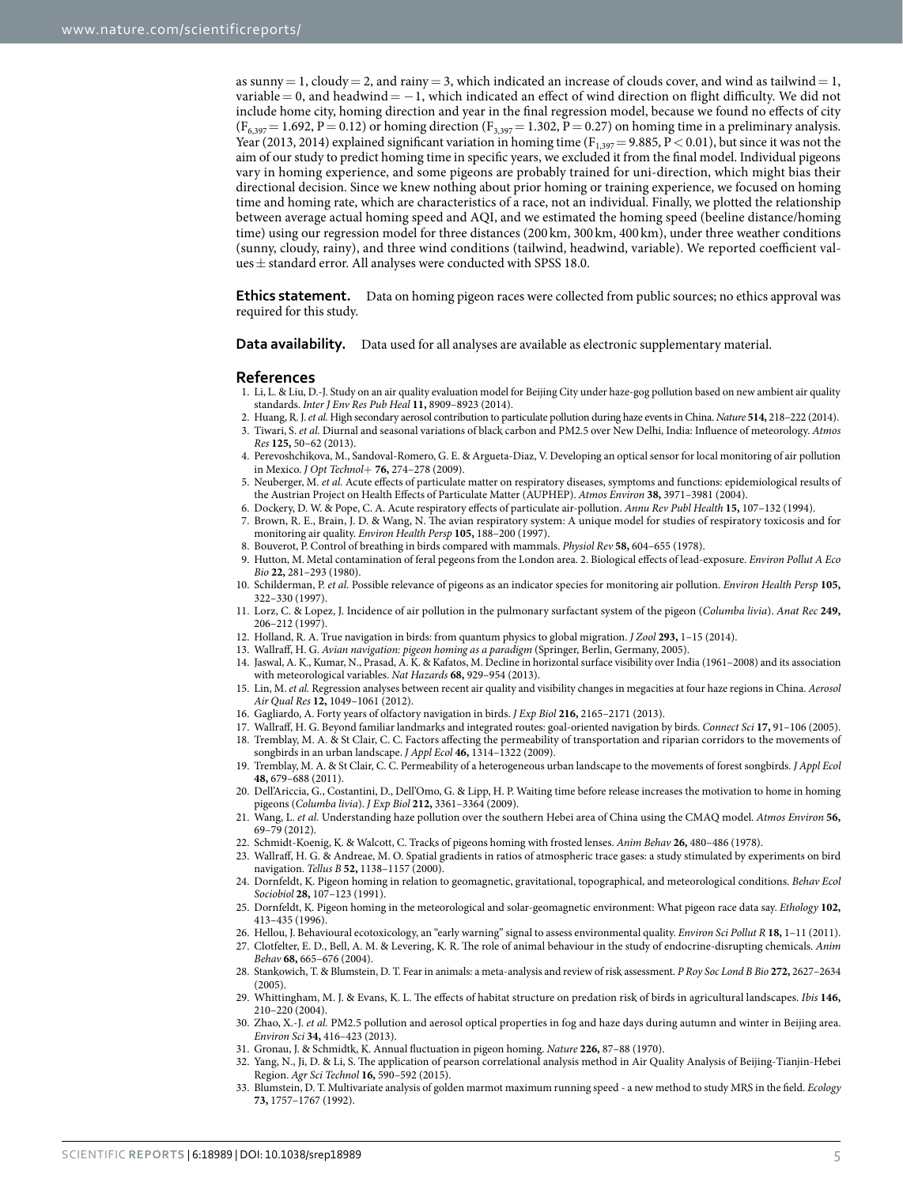as sunny = 1, cloudy = 2, and rainy = 3, which indicated an increase of clouds cover, and wind as tailwind = 1, variable = 0, and headwind = −1, which indicated an effect of wind direction on flight difficulty. We did not include home city, homing direction and year in the final regression model, because we found no effects of city ($F_{6,397} = 1.692$, $P = 0.12$) or homing direction ($F_{3,397} = 1.302$, $P = 0.27$) on homing time in a preliminary analysis. Year (2013, 2014) explained significant variation in homing time ($F_{1,397} = 9.885$, $P < 0.01$), but since it was not the aim of our study to predict homing time in specific years, we excluded it from the final model. Individual pigeons vary in homing experience, and some pigeons are probably trained for uni-direction, which might bias their directional decision. Since we knew nothing about prior homing or training experience, we focused on homing time and homing rate, which are characteristics of a race, not an individual. Finally, we plotted the relationship between average actual homing speed and AQI, and we estimated the homing speed (beeline distance/homing time) using our regression model for three distances (200 km, 300 km, 400 km), under three weather conditions (sunny, cloudy, rainy), and three wind conditions (tailwind, headwind, variable). We reported coefficient values ± standard error. All analyses were conducted with SPSS 18.0.

**Ethics statement.** Data on homing pigeon races were collected from public sources; no ethics approval was required for this study.

**Data availability.** Data used for all analyses are available as electronic supplementary material.

## References

1. Li, L. & Liu, D.-J. Study on an air quality evaluation model for Beijing City under haze-gog pollution based on new ambient air quality standards. *Inter J Env Res Pub Heal* **11,** 8909–8923 (2014).
2. Huang, R. J. *et al.* High secondary aerosol contribution to particulate pollution during haze events in China. *Nature* **514,** 218–222 (2014).
3. Tiwari, S. *et al.* Diurnal and seasonal variations of black carbon and PM2.5 over New Delhi, India: Influence of meteorology. *Atmos Res* **125,** 50–62 (2013).
4. Perevoshchikova, M., Sandoval-Romero, G. E. & Argueta-Diaz, V. Developing an optical sensor for local monitoring of air pollution in Mexico. *J Opt Technol+* **76,** 274–278 (2009).
5. Neuberger, M. *et al.* Acute effects of particulate matter on respiratory diseases, symptoms and functions: epidemiological results of the Austrian Project on Health Effects of Particulate Matter (AUPHEP). *Atmos Environ* **38,** 3971–3981 (2004).
6. Dockery, D. W. & Pope, C. A. Acute respiratory effects of particulate air-pollution. *Annu Rev Publ Health* **15,** 107–132 (1994).
7. Brown, R. E., Brain, J. D. & Wang, N. The avian respiratory system: A unique model for studies of respiratory toxicosis and for monitoring air quality. *Environ Health Persp* **105,** 188–200 (1997).
8. Bouverot, P. Control of breathing in birds compared with mammals. *Physiol Rev* **58,** 604–655 (1978).
9. Hutton, M. Metal contamination of feral pegeons from the London area. 2. Biological effects of lead-exposure. *Environ Pollut A Eco Bio* **22,** 281–293 (1980).
10. Schilderman, P. *et al.* Possible relevance of pigeons as an indicator species for monitoring air pollution. *Environ Health Persp* **105,** 322–330 (1997).
11. Lorz, C. & Lopez, J. Incidence of air pollution in the pulmonary surfactant system of the pigeon (*Columba livia*). *Anat Rec* **249,** 206–212 (1997).
12. Holland, R. A. True navigation in birds: from quantum physics to global migration. *J Zool* **293,** 1–15 (2014).
13. Wallraff, H. G. *Avian navigation: pigeon homing as a paradigm* (Springer, Berlin, Germany, 2005).
14. Jaswal, A. K., Kumar, N., Prasad, A. K. & Kafatos, M. Decline in horizontal surface visibility over India (1961–2008) and its association with meteorological variables. *Nat Hazards* **68,** 929–954 (2013).
15. Lin, M. *et al.* Regression analyses between recent air quality and visibility changes in megacities at four haze regions in China. *Aerosol Air Qual Res* **12,** 1049–1061 (2012).
16. Gagliardo, A. Forty years of olfactory navigation in birds. *J Exp Biol* **216,** 2165–2171 (2013).
17. Wallraff, H. G. Beyond familiar landmarks and integrated routes: goal-oriented navigation by birds. *Connect Sci* **17,** 91–106 (2005).
18. Tremblay, M. A. & St Clair, C. C. Factors affecting the permeability of transportation and riparian corridors to the movements of songbirds in an urban landscape. *J Appl Ecol* **46,** 1314–1322 (2009).
19. Tremblay, M. A. & St Clair, C. C. Permeability of a heterogeneous urban landscape to the movements of forest songbirds. *J Appl Ecol* **48,** 679–688 (2011).
20. Dell'Ariccia, G., Costantini, D., Dell'Omo, G. & Lipp, H. P. Waiting time before release increases the motivation to home in homing pigeons (*Columba livia*). *J Exp Biol* **212,** 3361–3364 (2009).
21. Wang, L. *et al.* Understanding haze pollution over the southern Hebei area of China using the CMAQ model. *Atmos Environ* **56,** 69–79 (2012).
22. Schmidt-Koenig, K. & Walcott, C. Tracks of pigeons homing with frosted lenses. *Anim Behav* **26,** 480–486 (1978).
23. Wallraff, H. G. & Andreae, M. O. Spatial gradients in ratios of atmospheric trace gases: a study stimulated by experiments on bird navigation. *Tellus B* **52,** 1138–1157 (2000).
24. Dornfeldt, K. Pigeon homing in relation to geomagnetic, gravitational, topographical, and meteorological conditions. *Behav Ecol Sociobiol* **28,** 107–123 (1991).
25. Dornfeldt, K. Pigeon homing in the meteorological and solar-geomagnetic environment: What pigeon race data say. *Ethology* **102,** 413–435 (1996).
26. Hellou, J. Behavioural ecotoxicology, an "early warning" signal to assess environmental quality. *Environ Sci Pollut R* **18,** 1–11 (2011).
27. Clotfelter, E. D., Bell, A. M. & Levering, K. R. The role of animal behaviour in the study of endocrine-disrupting chemicals. *Anim Behav* **68,** 665–676 (2004).
28. Stankowich, T. & Blumstein, D. T. Fear in animals: a meta-analysis and review of risk assessment. *P Roy Soc Lond B Bio* **272,** 2627–2634 (2005).
29. Whittingham, M. J. & Evans, K. L. The effects of habitat structure on predation risk of birds in agricultural landscapes. *Ibis* **146,** 210–220 (2004).
30. Zhao, X.-J. *et al.* PM2.5 pollution and aerosol optical properties in fog and haze days during autumn and winter in Beijing area. *Environ Sci* **34,** 416–423 (2013).
31. Gronau, J. & Schmidtk, K. Annual fluctuation in pigeon homing. *Nature* **226,** 87–88 (1970).
32. Yang, N., Ji, D. & Li, S. The application of pearson correlational analysis method in Air Quality Analysis of Beijing-Tianjin-Hebei Region. *Agr Sci Technol* **16,** 590–592 (2015).
33. Blumstein, D. T. Multivariate analysis of golden marmot maximum running speed - a new method to study MRS in the field. *Ecology* **73,** 1757–1767 (1992).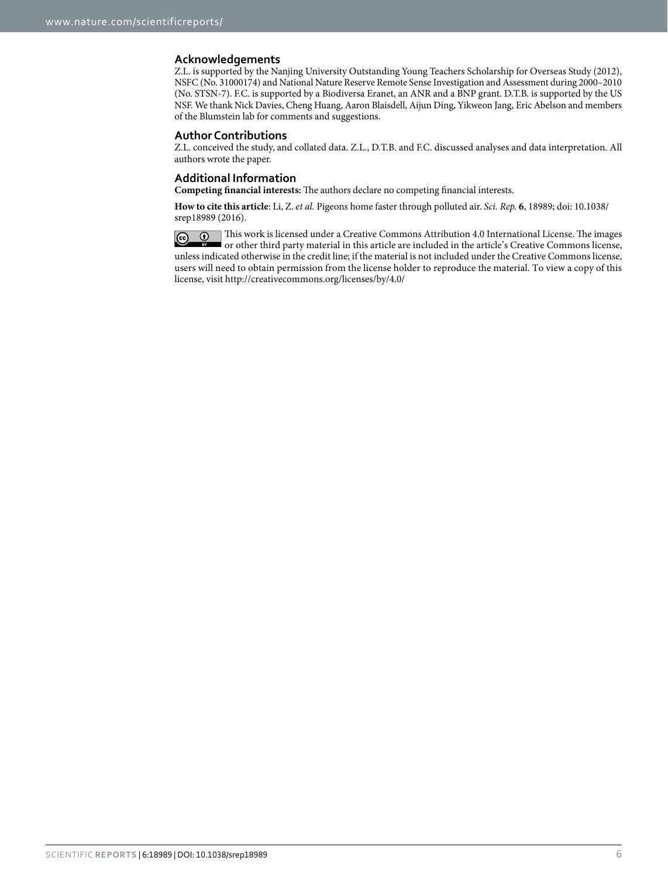## Acknowledgements

Z.L. is supported by the Nanjing University Outstanding Young Teachers Scholarship for Overseas Study (2012), NSFC (No. 31000174) and National Nature Reserve Remote Sense Investigation and Assessment during 2000–2010 (No. STSN-7). F.C. is supported by a Biodiversa Eranet, an ANR and a BNP grant. D.T.B. is supported by the US NSF. We thank Nick Davies, Cheng Huang, Aaron Blaisdell, Aijun Ding, Yikweon Jang, Eric Abelson and members of the Blumstein lab for comments and suggestions.

## Author Contributions

Z.L. conceived the study, and collated data. Z.L., D.T.B. and F.C. discussed analyses and data interpretation. All authors wrote the paper.

## Additional Information

**Competing financial interests:** The authors declare no competing financial interests.

**How to cite this article**: Li, Z. *et al.* Pigeons home faster through polluted air. *Sci. Rep.* **6**, 18989; doi: 10.1038/srep18989 (2016).

This work is licensed under a Creative Commons Attribution 4.0 International License. The images or other third party material in this article are included in the article's Creative Commons license, unless indicated otherwise in the credit line; if the material is not included under the Creative Commons license, users will need to obtain permission from the license holder to reproduce the material. To view a copy of this license, visit http://creativecommons.org/licenses/by/4.0/